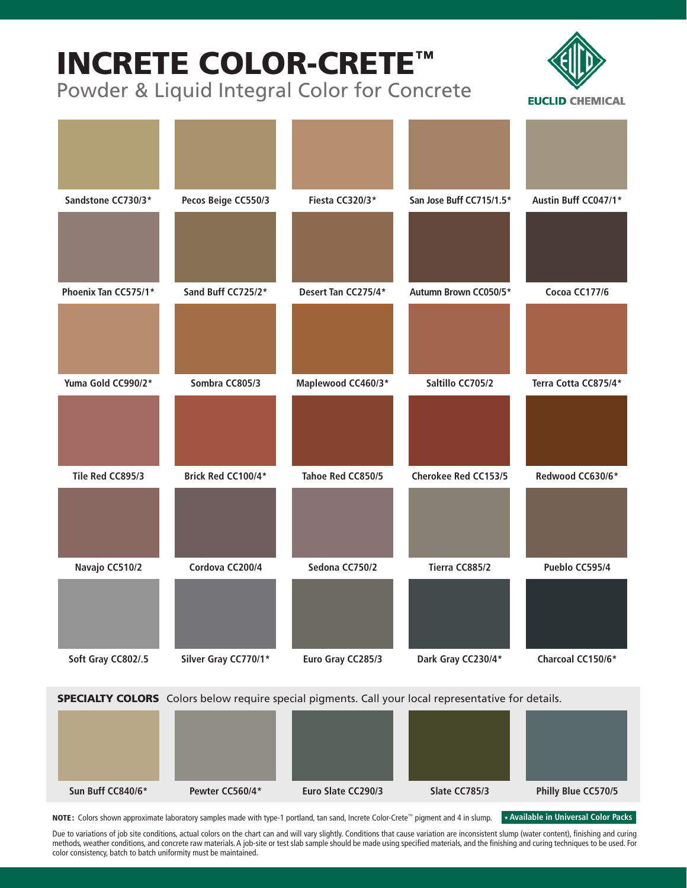# INCRETE COLOR-CRETE™

## Powder & Liquid Integral Color for Concrete

EUCLID CHEMICAL

| | | | | |
|---|---|---|---|---|
| Sandstone CC730/3* | Pecos Beige CC550/3 | Fiesta CC320/3* | San Jose Buff CC715/1.5* | Austin Buff CC047/1* |
| Phoenix Tan CC575/1* | Sand Buff CC725/2* | Desert Tan CC275/4* | Autumn Brown CC050/5* | Cocoa CC177/6 |
| Yuma Gold CC990/2* | Sombra CC805/3 | Maplewood CC460/3* | Saltillo CC705/2 | Terra Cotta CC875/4* |
| Tile Red CC895/3 | Brick Red CC100/4* | Tahoe Red CC850/5 | Cherokee Red CC153/5 | Redwood CC630/6* |
| Navajo CC510/2 | Cordova CC200/4 | Sedona CC750/2 | Tierra CC885/2 | Pueblo CC595/4 |
| Soft Gray CC802/.5 | Silver Gray CC770/1* | Euro Gray CC285/3 | Dark Gray CC230/4* | Charcoal CC150/6* |

**SPECIALTY COLORS** Colors below require special pigments. Call your local representative for details.

| | | | | |
|---|---|---|---|---|
| Sun Buff CC840/6* | Pewter CC560/4* | Euro Slate CC290/3 | Slate CC785/3 | Philly Blue CC570/5 |

**NOTE:** Colors shown approximate laboratory samples made with type-1 portland, tan sand, Increte Color-Crete™ pigment and 4 in slump.

**\* Available in Universal Color Packs**

Due to variations of job site conditions, actual colors on the chart can and will vary slightly. Conditions that cause variation are inconsistent slump (water content), finishing and curing methods, weather conditions, and concrete raw materials. A job-site or test slab sample should be made using specified materials, and the finishing and curing techniques to be used. For color consistency, batch to batch uniformity must be maintained.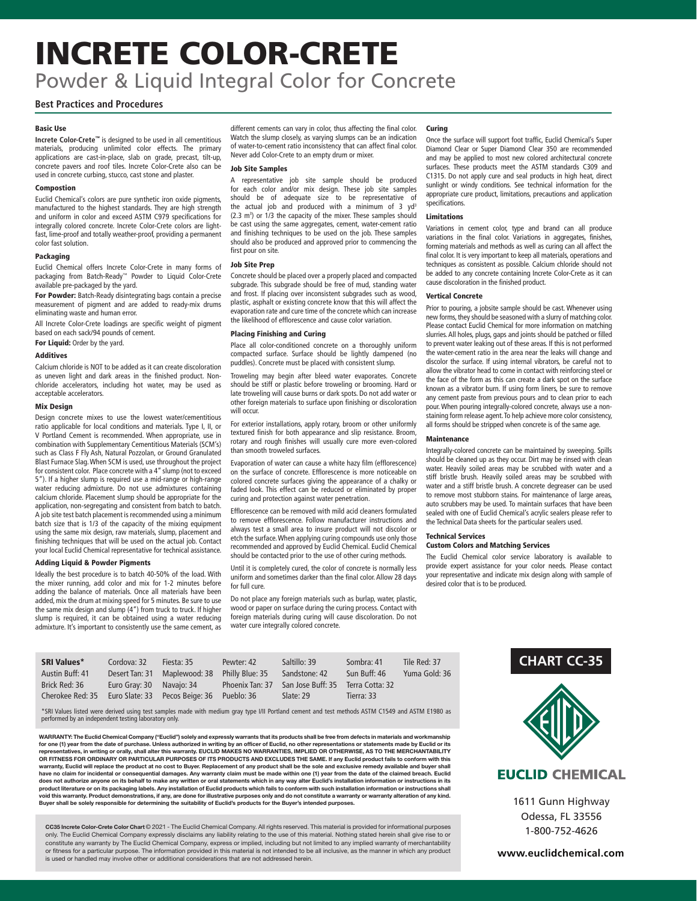# INCRETE COLOR-CRETE

## Powder & Liquid Integral Color for Concrete

### Best Practices and Procedures

#### Basic Use

**Increte Color-Crete™** is designed to be used in all cementitious materials, producing unlimited color effects. The primary applications are cast-in-place, slab on grade, precast, tilt-up, concrete pavers and roof tiles. Increte Color-Crete also can be used in concrete curbing, stucco, cast stone and plaster.

#### Compostion

Euclid Chemical's colors are pure synthetic iron oxide pigments, manufactured to the highest standards. They are high strength and uniform in color and exceed ASTM C979 specifications for integrally colored concrete. Increte Color-Crete colors are light-fast, lime-proof and totally weather-proof, providing a permanent color fast solution.

#### Packaging

Euclid Chemical offers Increte Color-Crete in many forms of packaging from Batch-Ready™ Powder to Liquid Color-Crete available pre-packaged by the yard.

**For Powder:** Batch-Ready disintegrating bags contain a precise measurement of pigment and are added to ready-mix drums eliminating waste and human error.

All Increte Color-Crete loadings are specific weight of pigment based on each sack/94 pounds of cement.

**For Liquid:** Order by the yard.

#### Additives

Calcium chloride is NOT to be added as it can create discoloration as uneven light and dark areas in the finished product. Non-chloride accelerators, including hot water, may be used as acceptable accelerators.

#### Mix Design

Design concrete mixes to use the lowest water/cementitious ratio applicable for local conditions and materials. Type I, II, or V Portland Cement is recommended. When appropriate, use in combination with Supplementary Cementitious Materials (SCM's) such as Class F Fly Ash, Natural Pozzolan, or Ground Granulated Blast Furnace Slag. When SCM is used, use throughout the project for consistent color. Place concrete with a 4" slump (not to exceed 5"). If a higher slump is required use a mid-range or high-range water reducing admixture. Do not use admixtures containing calcium chloride. Placement slump should be appropriate for the application, non-segregating and consistent from batch to batch. A job site test batch placement is recommended using a minimum batch size that is 1/3 of the capacity of the mixing equipment using the same mix design, raw materials, slump, placement and finishing techniques that will be used on the actual job. Contact your local Euclid Chemical representative for technical assistance.

#### Adding Liquid & Powder Pigments

Ideally the best procedure is to batch 40-50% of the load. With the mixer running, add color and mix for 1-2 minutes before adding the balance of materials. Once all materials have been added, mix the drum at mixing speed for 5 minutes. Be sure to use the same mix design and slump (4") from truck to truck. If higher slump is required, it can be obtained using a water reducing admixture. It's important to consistently use the same cement, as different cements can vary in color, thus affecting the final color. Watch the slump closely, as varying slumps can be an indication of water-to-cement ratio inconsistency that can affect final color. Never add Color-Crete to an empty drum or mixer.

#### Job Site Samples

A representative job site sample should be produced for each color and/or mix design. These job site samples should be of adequate size to be representative of the actual job and produced with a minimum of 3 $yd^3$ (2.3 $m^3$) or 1/3 the capacity of the mixer. These samples should be cast using the same aggregates, cement, water-cement ratio and finishing techniques to be used on the job. These samples should also be produced and approved prior to commencing the first pour on site.

#### Job Site Prep

Concrete should be placed over a properly placed and compacted subgrade. This subgrade should be free of mud, standing water and frost. If placing over inconsistent subgrades such as wood, plastic, asphalt or existing concrete know that this will affect the evaporation rate and cure time of the concrete which can increase the likelihood of efflorescence and cause color variation.

#### Placing Finishing and Curing

Place all color-conditioned concrete on a thoroughly uniform compacted surface. Surface should be lightly dampened (no puddles). Concrete must be placed with consistent slump.

Troweling may begin after bleed water evaporates. Concrete should be stiff or plastic before troweling or brooming. Hard or late troweling will cause burns or dark spots. Do not add water or other foreign materials to surface upon finishing or discoloration will occur.

For exterior installations, apply rotary, broom or other uniformly textured finish for both appearance and slip resistance. Broom, rotary and rough finishes will usually cure more even-colored than smooth troweled surfaces.

Evaporation of water can cause a white hazy film (efflorescence) on the surface of concrete. Efflorescence is more noticeable on colored concrete surfaces giving the appearance of a chalky or faded look. This effect can be reduced or eliminated by proper curing and protection against water penetration.

Efflorescence can be removed with mild acid cleaners formulated to remove efflorescence. Follow manufacturer instructions and always test a small area to insure product will not discolor or etch the surface. When applying curing compounds use only those recommended and approved by Euclid Chemical. Euclid Chemical should be contacted prior to the use of other curing methods.

Until it is completely cured, the color of concrete is normally less uniform and sometimes darker than the final color. Allow 28 days for full cure.

Do not place any foreign materials such as burlap, water, plastic, wood or paper on surface during the curing process. Contact with foreign materials during curing will cause discoloration. Do not water cure integrally colored concrete.

#### Curing

Once the surface will support foot traffic, Euclid Chemical's Super Diamond Clear or Super Diamond Clear 350 are recommended and may be applied to most new colored architectural concrete surfaces. These products meet the ASTM standards C309 and C1315. Do not apply cure and seal products in high heat, direct sunlight or windy conditions. See technical information for the appropriate cure product, limitations, precautions and application specifications.

#### Limitations

Variations in cement color, type and brand can all produce variations in the final color. Variations in aggregates, finishes, forming materials and methods as well as curing can all affect the final color. It is very important to keep all materials, operations and techniques as consistent as possible. Calcium chloride should not be added to any concrete containing Increte Color-Crete as it can cause discoloration in the finished product.

#### Vertical Concrete

Prior to pouring, a jobsite sample should be cast. Whenever using new forms, they should be seasoned with a slurry of matching color. Please contact Euclid Chemical for more information on matching slurries. All holes, plugs, gaps and joints should be patched or filled to prevent water leaking out of these areas. If this is not performed the water-cement ratio in the area near the leaks will change and discolor the surface. If using internal vibrators, be careful not to allow the vibrator head to come in contact with reinforcing steel or the face of the form as this can create a dark spot on the surface known as a vibrator burn. If using form liners, be sure to remove any cement paste from previous pours and to clean prior to each pour. When pouring integrally-colored concrete, always use a non-staining form release agent. To help achieve more color consistency, all forms should be stripped when concrete is of the same age.

#### Maintenance

Integrally-colored concrete can be maintained by sweeping. Spills should be cleaned up as they occur. Dirt may be rinsed with clean water. Heavily soiled areas may be scrubbed with water and a stiff bristle brush. Heavily soiled areas may be scrubbed with water and a stiff bristle brush. A concrete degreaser can be used to remove most stubborn stains. For maintenance of large areas, auto scrubbers may be used. To maintain surfaces that have been sealed with one of Euclid Chemical's acrylic sealers please refer to the Technical Data sheets for the particular sealers used.

#### Technical Services

#### Custom Colors and Matching Services

The Euclid Chemical color service laboratory is available to provide expert assistance for your color needs. Please contact your representative and indicate mix design along with sample of desired color that is to be produced.

| | | | | | | |
|---|---|---|---|---|---|---|
| **SRI Values*** | Cordova: 32 | Fiesta: 35 | Pewter: 42 | Saltillo: 39 | Sombra: 41 | Tile Red: 37 |
| Austin Buff: 41 | Desert Tan: 31 | Maplewood: 38 | Philly Blue: 35 | Sandstone: 42 | Sun Buff: 46 | Yuma Gold: 36 |
| Brick Red: 36 | Euro Gray: 30 | Navajo: 34 | Phoenix Tan: 37 | San Jose Buff: 35 | Terra Cotta: 32 | |
| Cherokee Red: 35 | Euro Slate: 33 | Pecos Beige: 36 | Pueblo: 36 | Slate: 29 | Tierra: 33 | |

*SRI Values listed were derived using test samples made with medium gray type I/II Portland cement and test methods ASTM C1549 and ASTM E1980 as performed by an independent testing laboratory only.

**WARRANTY: The Euclid Chemical Company ("Euclid") solely and expressly warrants that its products shall be free from defects in materials and workmanship for one (1) year from the date of purchase. Unless authorized in writing by an officer of Euclid, no other representations or statements made by Euclid or its representatives, in writing or orally, shall alter this warranty. EUCLID MAKES NO WARRANTIES, IMPLIED OR OTHERWISE, AS TO THE MERCHANTABILITY OR FITNESS FOR ORDINARY OR PARTICULAR PURPOSES OF ITS PRODUCTS AND EXCLUDES THE SAME. If any Euclid product fails to conform with this warranty, Euclid will replace the product at no cost to Buyer. Replacement of any product shall be the sole and exclusive remedy available and buyer shall have no claim for incidental or consequential damages. Any warranty claim must be made within one (1) year from the date of the claimed breach. Euclid does not authorize anyone on its behalf to make any written or oral statements which in any way alter Euclid's installation information or instructions in its product literature or on its packaging labels. Any installation of Euclid products which fails to conform with such installation information or instructions shall void this warranty. Product demonstrations, if any, are done for illustrative purposes only and do not constitute a warranty or warranty alteration of any kind. Buyer shall be solely responsible for determining the suitability of Euclid's products for the Buyer's intended purposes.**

**CC35 Increte Color-Crete Color Chart** © 2021 - The Euclid Chemical Company. All rights reserved. This material is provided for informational purposes only. The Euclid Chemical Company expressly disclaims any liability relating to the use of this material. Nothing stated herein shall give rise to or constitute any warranty by The Euclid Chemical Company, express or implied, including but not limited to any implied warranty of merchantability or fitness for a particular purpose. The information provided in this material is not intended to be all inclusive, as the manner in which any product is used or handled may involve other or additional considerations that are not addressed herein.

**CHART CC-35**

EUCLID CHEMICAL

1611 Gunn Highway
Odessa, FL 33556
1-800-752-4626

**www.euclidchemical.com**